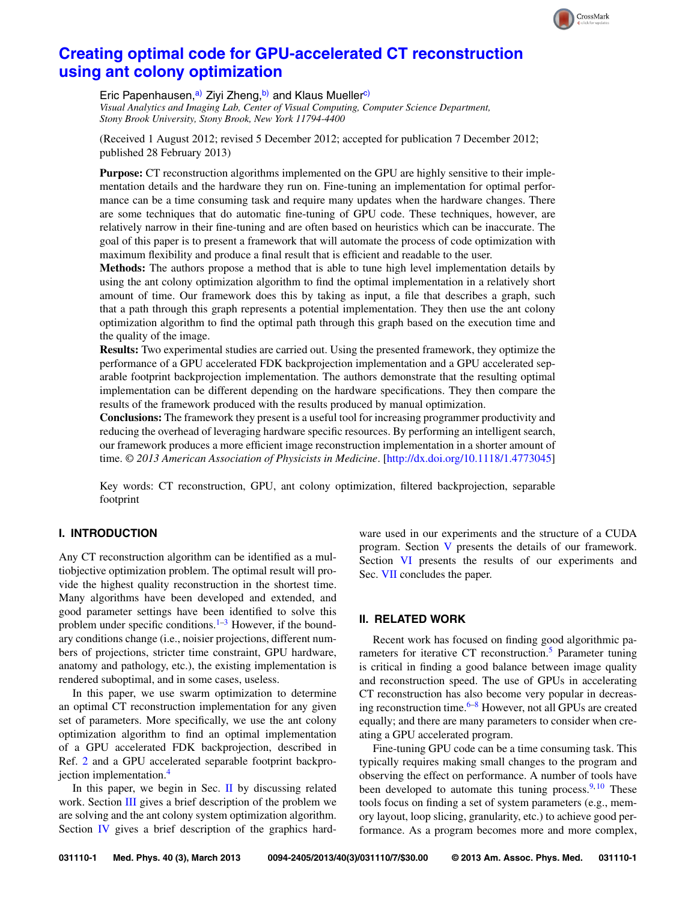# Creating optimal code for GPU-accelerated CT reconstruction using ant colony optimization

Eric Papenhausen,[a] Ziyi Zheng,[b] and Klaus Mueller[c]

*Visual Analytics and Imaging Lab, Center of Visual Computing, Computer Science Department, Stony Brook University, Stony Brook, New York 11794-4400*

(Received 1 August 2012; revised 5 December 2012; accepted for publication 7 December 2012; published 28 February 2013)

**Purpose:** CT reconstruction algorithms implemented on the GPU are highly sensitive to their implementation details and the hardware they run on. Fine-tuning an implementation for optimal performance can be a time consuming task and require many updates when the hardware changes. There are some techniques that do automatic fine-tuning of GPU code. These techniques, however, are relatively narrow in their fine-tuning and are often based on heuristics which can be inaccurate. The goal of this paper is to present a framework that will automate the process of code optimization with maximum flexibility and produce a final result that is efficient and readable to the user.

**Methods:** The authors propose a method that is able to tune high level implementation details by using the ant colony optimization algorithm to find the optimal implementation in a relatively short amount of time. Our framework does this by taking as input, a file that describes a graph, such that a path through this graph represents a potential implementation. They then use the ant colony optimization algorithm to find the optimal path through this graph based on the execution time and the quality of the image.

**Results:** Two experimental studies are carried out. Using the presented framework, they optimize the performance of a GPU accelerated FDK backprojection implementation and a GPU accelerated separable footprint backprojection implementation. The authors demonstrate that the resulting optimal implementation can be different depending on the hardware specifications. They then compare the results of the framework produced with the results produced by manual optimization.

**Conclusions:** The framework they present is a useful tool for increasing programmer productivity and reducing the overhead of leveraging hardware specific resources. By performing an intelligent search, our framework produces a more efficient image reconstruction implementation in a shorter amount of time. © *2013 American Association of Physicists in Medicine*. [http://dx.doi.org/10.1118/1.4773045]

Key words: CT reconstruction, GPU, ant colony optimization, filtered backprojection, separable footprint

## I. INTRODUCTION

Any CT reconstruction algorithm can be identified as a multiobjective optimization problem. The optimal result will provide the highest quality reconstruction in the shortest time. Many algorithms have been developed and extended, and good parameter settings have been identified to solve this problem under specific conditions.[1–3] However, if the boundary conditions change (i.e., noisier projections, different numbers of projections, stricter time constraint, GPU hardware, anatomy and pathology, etc.), the existing implementation is rendered suboptimal, and in some cases, useless.

In this paper, we use swarm optimization to determine an optimal CT reconstruction implementation for any given set of parameters. More specifically, we use the ant colony optimization algorithm to find an optimal implementation of a GPU accelerated FDK backprojection, described in Ref. 2 and a GPU accelerated separable footprint backprojection implementation.[4]

In this paper, we begin in Sec. II by discussing related work. Section III gives a brief description of the problem we are solving and the ant colony system optimization algorithm. Section IV gives a brief description of the graphics hardware used in our experiments and the structure of a CUDA program. Section V presents the details of our framework. Section VI presents the results of our experiments and Sec. VII concludes the paper.

## II. RELATED WORK

Recent work has focused on finding good algorithmic parameters for iterative CT reconstruction.[5] Parameter tuning is critical in finding a good balance between image quality and reconstruction speed. The use of GPUs in accelerating CT reconstruction has also become very popular in decreasing reconstruction time.[6–8] However, not all GPUs are created equally; and there are many parameters to consider when creating a GPU accelerated program.

Fine-tuning GPU code can be a time consuming task. This typically requires making small changes to the program and observing the effect on performance. A number of tools have been developed to automate this tuning process.[9,10] These tools focus on finding a set of system parameters (e.g., memory layout, loop slicing, granularity, etc.) to achieve good performance. As a program becomes more and more complex,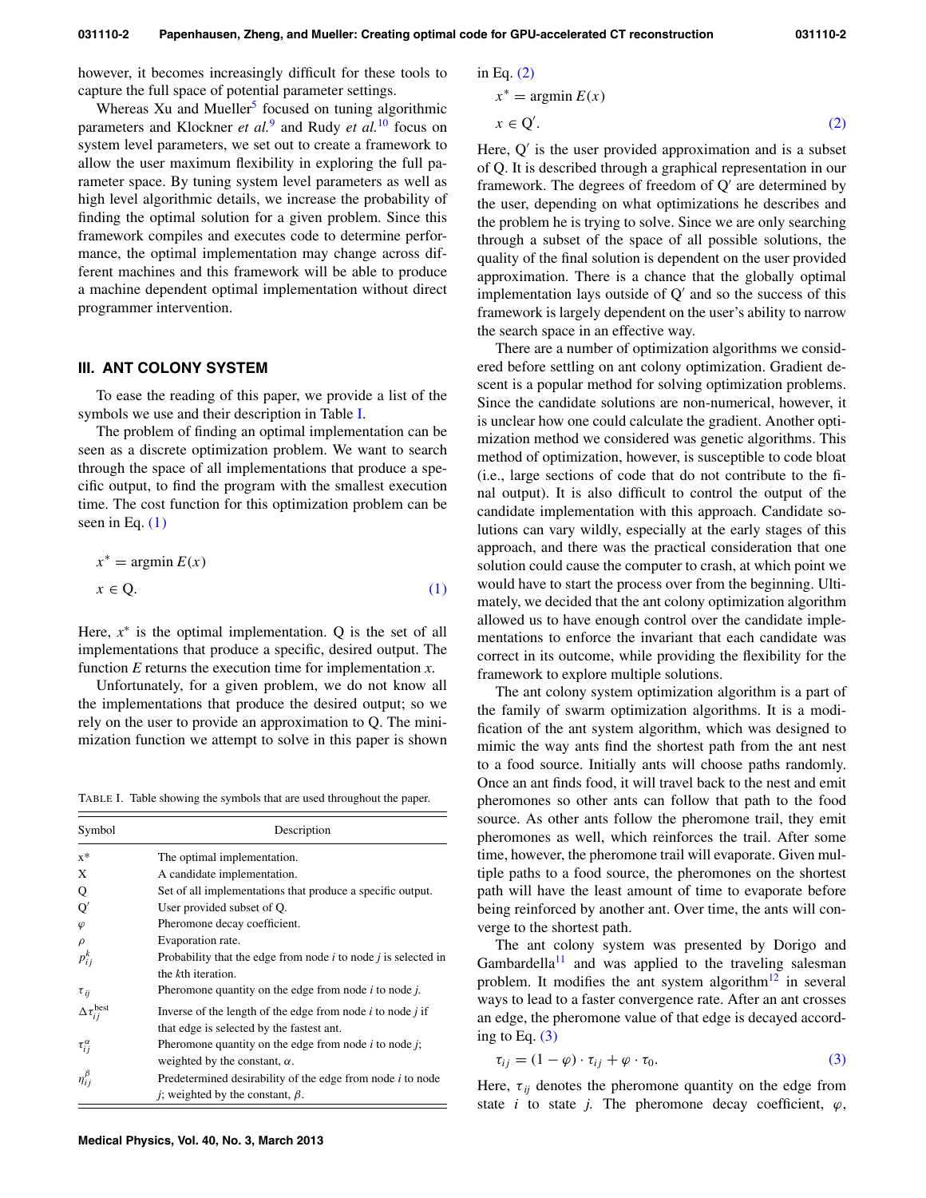however, it becomes increasingly difficult for these tools to capture the full space of potential parameter settings.

Whereas Xu and Mueller[5] focused on tuning algorithmic parameters and Klockner *et al.*[9] and Rudy *et al.*[10] focus on system level parameters, we set out to create a framework to allow the user maximum flexibility in exploring the full parameter space. By tuning system level parameters as well as high level algorithmic details, we increase the probability of finding the optimal solution for a given problem. Since this framework compiles and executes code to determine performance, the optimal implementation may change across different machines and this framework will be able to produce a machine dependent optimal implementation without direct programmer intervention.

## III. ANT COLONY SYSTEM

To ease the reading of this paper, we provide a list of the symbols we use and their description in Table I.

The problem of finding an optimal implementation can be seen as a discrete optimization problem. We want to search through the space of all implementations that produce a specific output, to find the program with the smallest execution time. The cost function for this optimization problem can be seen in Eq. (1)

$$x^* = \text{argmin}\, E(x)$$
$$x \in \text{Q}. \tag{1}$$

Here, $x^*$ is the optimal implementation. Q is the set of all implementations that produce a specific, desired output. The function $E$ returns the execution time for implementation $x$.

Unfortunately, for a given problem, we do not know all the implementations that produce the desired output; so we rely on the user to provide an approximation to Q. The minimization function we attempt to solve in this paper is shown in Eq. (2)

$$x^* = \text{argmin}\, E(x)$$
$$x \in \text{Q}'. \tag{2}$$

Here, Q′ is the user provided approximation and is a subset of Q. It is described through a graphical representation in our framework. The degrees of freedom of Q′ are determined by the user, depending on what optimizations he describes and the problem he is trying to solve. Since we are only searching through a subset of the space of all possible solutions, the quality of the final solution is dependent on the user provided approximation. There is a chance that the globally optimal implementation lays outside of Q′ and so the success of this framework is largely dependent on the user's ability to narrow the search space in an effective way.

There are a number of optimization algorithms we considered before settling on ant colony optimization. Gradient descent is a popular method for solving optimization problems. Since the candidate solutions are non-numerical, however, it is unclear how one could calculate the gradient. Another optimization method we considered was genetic algorithms. This method of optimization, however, is susceptible to code bloat (i.e., large sections of code that do not contribute to the final output). It is also difficult to control the output of the candidate implementation with this approach. Candidate solutions can vary wildly, especially at the early stages of this approach, and there was the practical consideration that one solution could cause the computer to crash, at which point we would have to start the process over from the beginning. Ultimately, we decided that the ant colony optimization algorithm allowed us to have enough control over the candidate implementations to enforce the invariant that each candidate was correct in its outcome, while providing the flexibility for the framework to explore multiple solutions.

The ant colony system optimization algorithm is a part of the family of swarm optimization algorithms. It is a modification of the ant system algorithm, which was designed to mimic the way ants find the shortest path from the ant nest to a food source. Initially ants will choose paths randomly. Once an ant finds food, it will travel back to the nest and emit pheromones so other ants can follow that path to the food source. As other ants follow the pheromone trail, they emit pheromones as well, which reinforces the trail. After some time, however, the pheromone trail will evaporate. Given multiple paths to a food source, the pheromones on the shortest path will have the least amount of time to evaporate before being reinforced by another ant. Over time, the ants will converge to the shortest path.

The ant colony system was presented by Dorigo and Gambardella[11] and was applied to the traveling salesman problem. It modifies the ant system algorithm[12] in several ways to lead to a faster convergence rate. After an ant crosses an edge, the pheromone value of that edge is decayed according to Eq. (3)

$$\tau_{ij} = (1 - \varphi) \cdot \tau_{ij} + \varphi \cdot \tau_0. \tag{3}$$

Here, $\tau_{ij}$ denotes the pheromone quantity on the edge from state $i$ to state $j$. The pheromone decay coefficient, $\varphi$,

TABLE I. Table showing the symbols that are used throughout the paper.

| Symbol | Description |
|---|---|
| $x^*$ | The optimal implementation. |
| X | A candidate implementation. |
| Q | Set of all implementations that produce a specific output. |
| Q′ | User provided subset of Q. |
| $\varphi$ | Pheromone decay coefficient. |
| $\rho$ | Evaporation rate. |
| $p_{ij}^k$ | Probability that the edge from node $i$ to node $j$ is selected in the $k$th iteration. |
| $\tau_{ij}$ | Pheromone quantity on the edge from node $i$ to node $j$. |
| $\Delta\tau_{ij}^{\text{best}}$ | Inverse of the length of the edge from node $i$ to node $j$ if that edge is selected by the fastest ant. |
| $\tau_{ij}^{\alpha}$ | Pheromone quantity on the edge from node $i$ to node $j$; weighted by the constant, $\alpha$. |
| $\eta_{ij}^{\beta}$ | Predetermined desirability of the edge from node $i$ to node $j$; weighted by the constant, $\beta$. |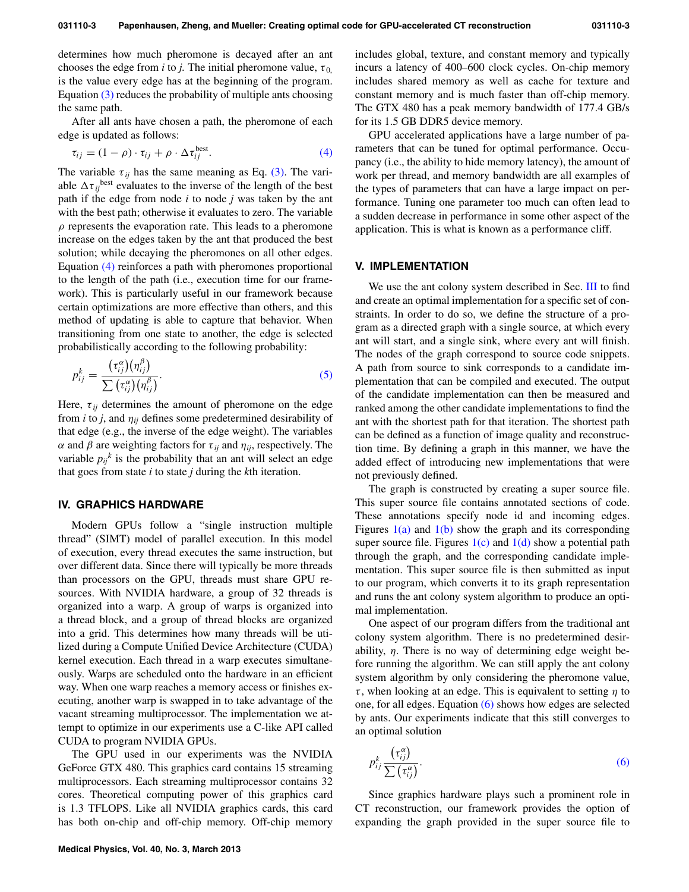determines how much pheromone is decayed after an ant chooses the edge from $i$ to $j$. The initial pheromone value, $\tau_0$, is the value every edge has at the beginning of the program. Equation (3) reduces the probability of multiple ants choosing the same path.

After all ants have chosen a path, the pheromone of each edge is updated as follows:

$$\tau_{ij} = (1 - \rho) \cdot \tau_{ij} + \rho \cdot \Delta\tau_{ij}^{\text{best}}. \tag{4}$$

The variable $\tau_{ij}$ has the same meaning as Eq. (3). The variable $\Delta\tau_{ij}^{\text{best}}$ evaluates to the inverse of the length of the best path if the edge from node $i$ to node $j$ was taken by the ant with the best path; otherwise it evaluates to zero. The variable $\rho$ represents the evaporation rate. This leads to a pheromone increase on the edges taken by the ant that produced the best solution; while decaying the pheromones on all other edges. Equation (4) reinforces a path with pheromones proportional to the length of the path (i.e., execution time for our framework). This is particularly useful in our framework because certain optimizations are more effective than others, and this method of updating is able to capture that behavior. When transitioning from one state to another, the edge is selected probabilistically according to the following probability:

$$p_{ij}^k = \frac{\left(\tau_{ij}^{\alpha}\right)\left(\eta_{ij}^{\beta}\right)}{\sum\left(\tau_{ij}^{\alpha}\right)\left(\eta_{ij}^{\beta}\right)}. \tag{5}$$

Here, $\tau_{ij}$ determines the amount of pheromone on the edge from $i$ to $j$, and $\eta_{ij}$ defines some predetermined desirability of that edge (e.g., the inverse of the edge weight). The variables $\alpha$ and $\beta$ are weighting factors for $\tau_{ij}$ and $\eta_{ij}$, respectively. The variable $p_{ij}{}^k$ is the probability that an ant will select an edge that goes from state $i$ to state $j$ during the $k$th iteration.

## IV. GRAPHICS HARDWARE

Modern GPUs follow a "single instruction multiple thread" (SIMT) model of parallel execution. In this model of execution, every thread executes the same instruction, but over different data. Since there will typically be more threads than processors on the GPU, threads must share GPU resources. With NVIDIA hardware, a group of 32 threads is organized into a warp. A group of warps is organized into a thread block, and a group of thread blocks are organized into a grid. This determines how many threads will be utilized during a Compute Unified Device Architecture (CUDA) kernel execution. Each thread in a warp executes simultaneously. Warps are scheduled onto the hardware in an efficient way. When one warp reaches a memory access or finishes executing, another warp is swapped in to take advantage of the vacant streaming multiprocessor. The implementation we attempt to optimize in our experiments use a C-like API called CUDA to program NVIDIA GPUs.

The GPU used in our experiments was the NVIDIA GeForce GTX 480. This graphics card contains 15 streaming multiprocessors. Each streaming multiprocessor contains 32 cores. Theoretical computing power of this graphics card is 1.3 TFLOPS. Like all NVIDIA graphics cards, this card has both on-chip and off-chip memory. Off-chip memory includes global, texture, and constant memory and typically incurs a latency of 400–600 clock cycles. On-chip memory includes shared memory as well as cache for texture and constant memory and is much faster than off-chip memory. The GTX 480 has a peak memory bandwidth of 177.4 GB/s for its 1.5 GB DDR5 device memory.

GPU accelerated applications have a large number of parameters that can be tuned for optimal performance. Occupancy (i.e., the ability to hide memory latency), the amount of work per thread, and memory bandwidth are all examples of the types of parameters that can have a large impact on performance. Tuning one parameter too much can often lead to a sudden decrease in performance in some other aspect of the application. This is what is known as a performance cliff.

## V. IMPLEMENTATION

We use the ant colony system described in Sec. III to find and create an optimal implementation for a specific set of constraints. In order to do so, we define the structure of a program as a directed graph with a single source, at which every ant will start, and a single sink, where every ant will finish. The nodes of the graph correspond to source code snippets. A path from source to sink corresponds to a candidate implementation that can be compiled and executed. The output of the candidate implementation can then be measured and ranked among the other candidate implementations to find the ant with the shortest path for that iteration. The shortest path can be defined as a function of image quality and reconstruction time. By defining a graph in this manner, we have the added effect of introducing new implementations that were not previously defined.

The graph is constructed by creating a super source file. This super source file contains annotated sections of code. These annotations specify node id and incoming edges. Figures 1(a) and 1(b) show the graph and its corresponding super source file. Figures 1(c) and 1(d) show a potential path through the graph, and the corresponding candidate implementation. This super source file is then submitted as input to our program, which converts it to its graph representation and runs the ant colony system algorithm to produce an optimal implementation.

One aspect of our program differs from the traditional ant colony system algorithm. There is no predetermined desirability, $\eta$. There is no way of determining edge weight before running the algorithm. We can still apply the ant colony system algorithm by only considering the pheromone value, $\tau$, when looking at an edge. This is equivalent to setting $\eta$ to one, for all edges. Equation (6) shows how edges are selected by ants. Our experiments indicate that this still converges to an optimal solution

$$p_{ij}^k \frac{\left(\tau_{ij}^{\alpha}\right)}{\sum\left(\tau_{ij}^{\alpha}\right)}. \tag{6}$$

Since graphics hardware plays such a prominent role in CT reconstruction, our framework provides the option of expanding the graph provided in the super source file to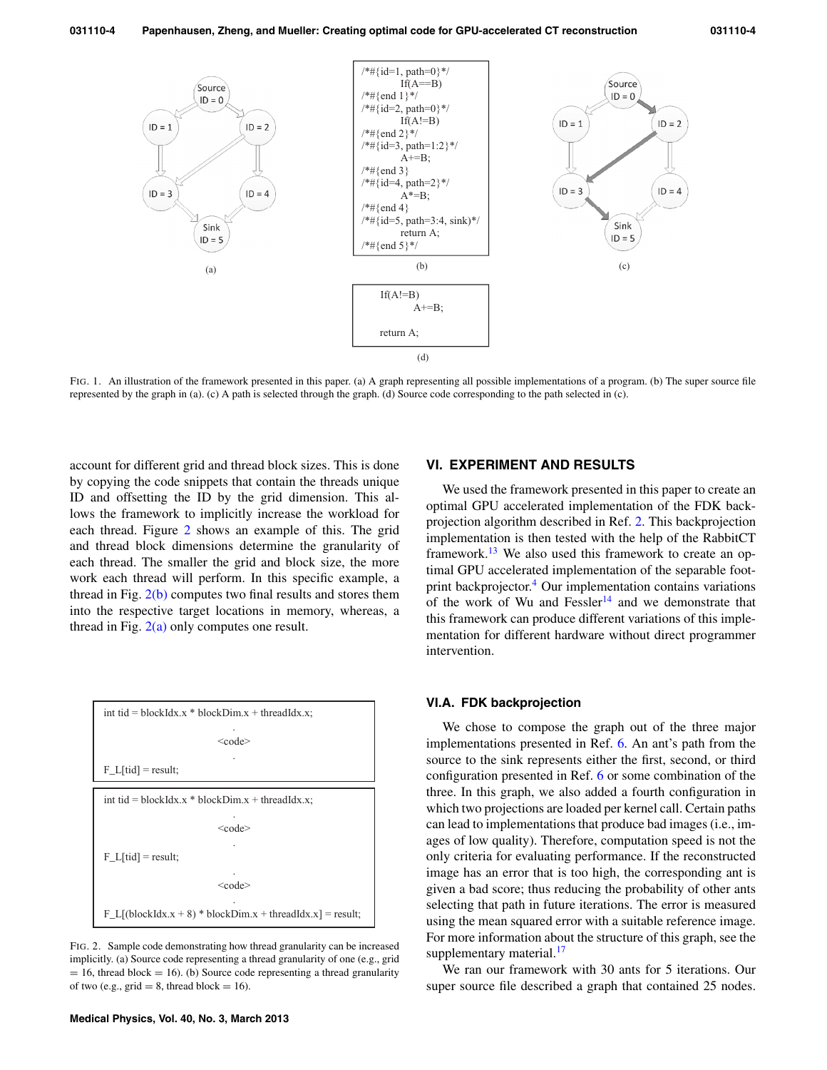```
/*#{id=1, path=0}*/
        If(A==B)
/*#{end 1}*/
/*#{id=2, path=0}*/
        If(A!=B)
/*#{end 2}*/
/*#{id=3, path=1:2}*/
        A+=B;
/*#{end 3}
/*#{id=4, path=2}*/
        A*=B;
/*#{end 4}
/*#{id=5, path=3:4, sink}*/
        return A;
/*#{end 5}*/
```

(b)

```
If(A!=B)
        A+=B;

return A;
```

(d)

FIG. 1. An illustration of the framework presented in this paper. (a) A graph representing all possible implementations of a program. (b) The super source file represented by the graph in (a). (c) A path is selected through the graph. (d) Source code corresponding to the path selected in (c).

account for different grid and thread block sizes. This is done by copying the code snippets that contain the threads unique ID and offsetting the ID by the grid dimension. This allows the framework to implicitly increase the workload for each thread. Figure 2 shows an example of this. The grid and thread block dimensions determine the granularity of each thread. The smaller the grid and block size, the more work each thread will perform. In this specific example, a thread in Fig. 2(b) computes two final results and stores them into the respective target locations in memory, whereas, a thread in Fig. 2(a) only computes one result.

```
int tid = blockIdx.x * blockDim.x + threadIdx.x;
                    .
                 <code>
                    .
F_L[tid] = result;
```

```
int tid = blockIdx.x * blockDim.x + threadIdx.x;
                    .
                 <code>
                    .
F_L[tid] = result;
                    .
                 <code>
                    .
F_L[(blockIdx.x + 8) * blockDim.x + threadIdx.x] = result;
```

FIG. 2. Sample code demonstrating how thread granularity can be increased implicitly. (a) Source code representing a thread granularity of one (e.g., grid = 16, thread block = 16). (b) Source code representing a thread granularity of two (e.g., grid = 8, thread block = 16).

## VI. EXPERIMENT AND RESULTS

We used the framework presented in this paper to create an optimal GPU accelerated implementation of the FDK backprojection algorithm described in Ref. 2. This backprojection implementation is then tested with the help of the RabbitCT framework.[13] We also used this framework to create an optimal GPU accelerated implementation of the separable footprint backprojector.[4] Our implementation contains variations of the work of Wu and Fessler[14] and we demonstrate that this framework can produce different variations of this implementation for different hardware without direct programmer intervention.

### VI.A. FDK backprojection

We chose to compose the graph out of the three major implementations presented in Ref. 6. An ant's path from the source to the sink represents either the first, second, or third configuration presented in Ref. 6 or some combination of the three. In this graph, we also added a fourth configuration in which two projections are loaded per kernel call. Certain paths can lead to implementations that produce bad images (i.e., images of low quality). Therefore, computation speed is not the only criteria for evaluating performance. If the reconstructed image has an error that is too high, the corresponding ant is given a bad score; thus reducing the probability of other ants selecting that path in future iterations. The error is measured using the mean squared error with a suitable reference image. For more information about the structure of this graph, see the supplementary material.[17]

We ran our framework with 30 ants for 5 iterations. Our super source file described a graph that contained 25 nodes.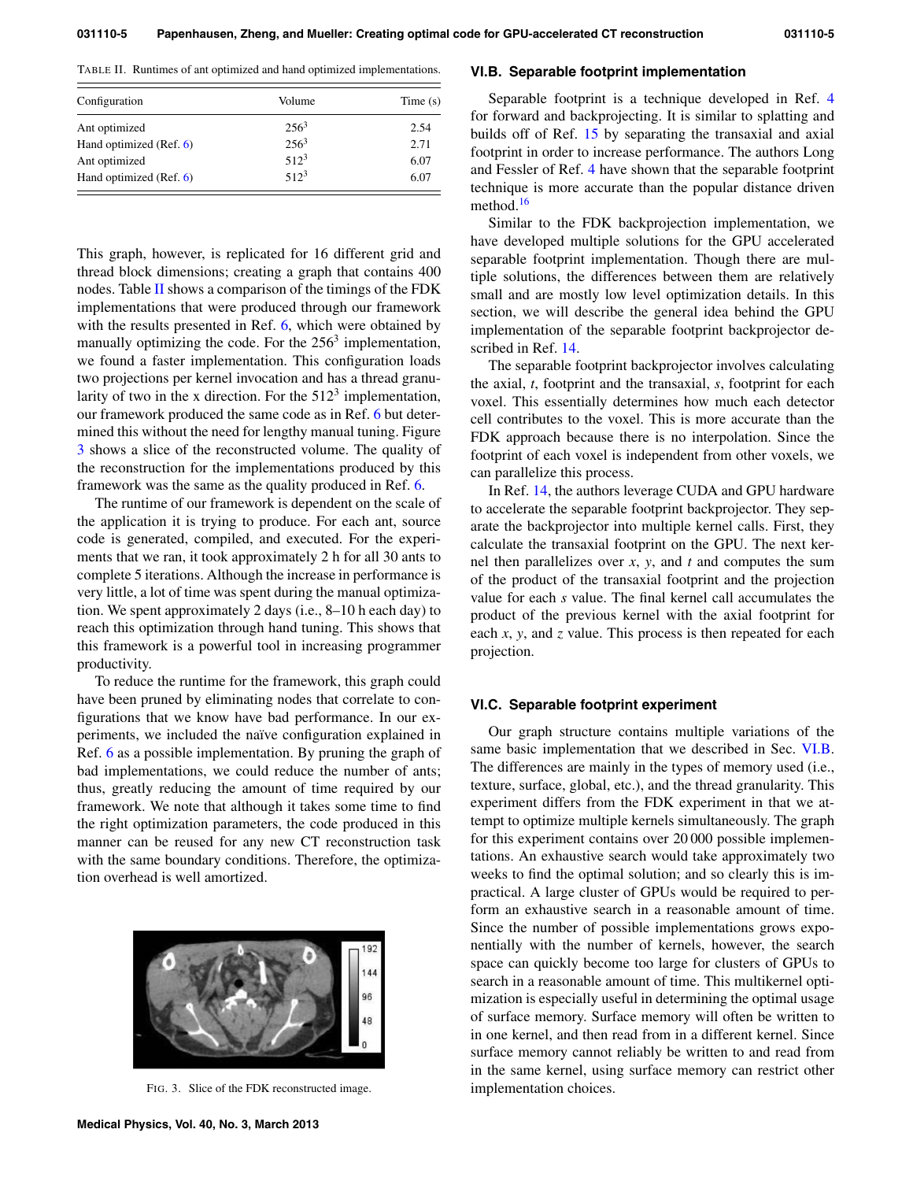TABLE II. Runtimes of ant optimized and hand optimized implementations.

| Configuration | Volume | Time (s) |
|---|---|---|
| Ant optimized | $256^3$ | 2.54 |
| Hand optimized (Ref. 6) | $256^3$ | 2.71 |
| Ant optimized | $512^3$ | 6.07 |
| Hand optimized (Ref. 6) | $512^3$ | 6.07 |

This graph, however, is replicated for 16 different grid and thread block dimensions; creating a graph that contains 400 nodes. Table II shows a comparison of the timings of the FDK implementations that were produced through our framework with the results presented in Ref. 6, which were obtained by manually optimizing the code. For the $256^3$ implementation, we found a faster implementation. This configuration loads two projections per kernel invocation and has a thread granularity of two in the x direction. For the $512^3$ implementation, our framework produced the same code as in Ref. 6 but determined this without the need for lengthy manual tuning. Figure 3 shows a slice of the reconstructed volume. The quality of the reconstruction for the implementations produced by this framework was the same as the quality produced in Ref. 6.

The runtime of our framework is dependent on the scale of the application it is trying to produce. For each ant, source code is generated, compiled, and executed. For the experiments that we ran, it took approximately 2 h for all 30 ants to complete 5 iterations. Although the increase in performance is very little, a lot of time was spent during the manual optimization. We spent approximately 2 days (i.e., 8–10 h each day) to reach this optimization through hand tuning. This shows that this framework is a powerful tool in increasing programmer productivity.

To reduce the runtime for the framework, this graph could have been pruned by eliminating nodes that correlate to configurations that we know have bad performance. In our experiments, we included the naïve configuration explained in Ref. 6 as a possible implementation. By pruning the graph of bad implementations, we could reduce the number of ants; thus, greatly reducing the amount of time required by our framework. We note that although it takes some time to find the right optimization parameters, the code produced in this manner can be reused for any new CT reconstruction task with the same boundary conditions. Therefore, the optimization overhead is well amortized.

FIG. 3. Slice of the FDK reconstructed image.

### VI.B. Separable footprint implementation

Separable footprint is a technique developed in Ref. 4 for forward and backprojecting. It is similar to splatting and builds off of Ref. 15 by separating the transaxial and axial footprint in order to increase performance. The authors Long and Fessler of Ref. 4 have shown that the separable footprint technique is more accurate than the popular distance driven method.[16]

Similar to the FDK backprojection implementation, we have developed multiple solutions for the GPU accelerated separable footprint implementation. Though there are multiple solutions, the differences between them are relatively small and are mostly low level optimization details. In this section, we will describe the general idea behind the GPU implementation of the separable footprint backprojector described in Ref. 14.

The separable footprint backprojector involves calculating the axial, $t$, footprint and the transaxial, $s$, footprint for each voxel. This essentially determines how much each detector cell contributes to the voxel. This is more accurate than the FDK approach because there is no interpolation. Since the footprint of each voxel is independent from other voxels, we can parallelize this process.

In Ref. 14, the authors leverage CUDA and GPU hardware to accelerate the separable footprint backprojector. They separate the backprojector into multiple kernel calls. First, they calculate the transaxial footprint on the GPU. The next kernel then parallelizes over $x$, $y$, and $t$ and computes the sum of the product of the transaxial footprint and the projection value for each $s$ value. The final kernel call accumulates the product of the previous kernel with the axial footprint for each $x$, $y$, and $z$ value. This process is then repeated for each projection.

### VI.C. Separable footprint experiment

Our graph structure contains multiple variations of the same basic implementation that we described in Sec. VI.B. The differences are mainly in the types of memory used (i.e., texture, surface, global, etc.), and the thread granularity. This experiment differs from the FDK experiment in that we attempt to optimize multiple kernels simultaneously. The graph for this experiment contains over 20 000 possible implementations. An exhaustive search would take approximately two weeks to find the optimal solution; and so clearly this is impractical. A large cluster of GPUs would be required to perform an exhaustive search in a reasonable amount of time. Since the number of possible implementations grows exponentially with the number of kernels, however, the search space can quickly become too large for clusters of GPUs to search in a reasonable amount of time. This multikernel optimization is especially useful in determining the optimal usage of surface memory. Surface memory will often be written to in one kernel, and then read from in a different kernel. Since surface memory cannot reliably be written to and read from in the same kernel, using surface memory can restrict other implementation choices.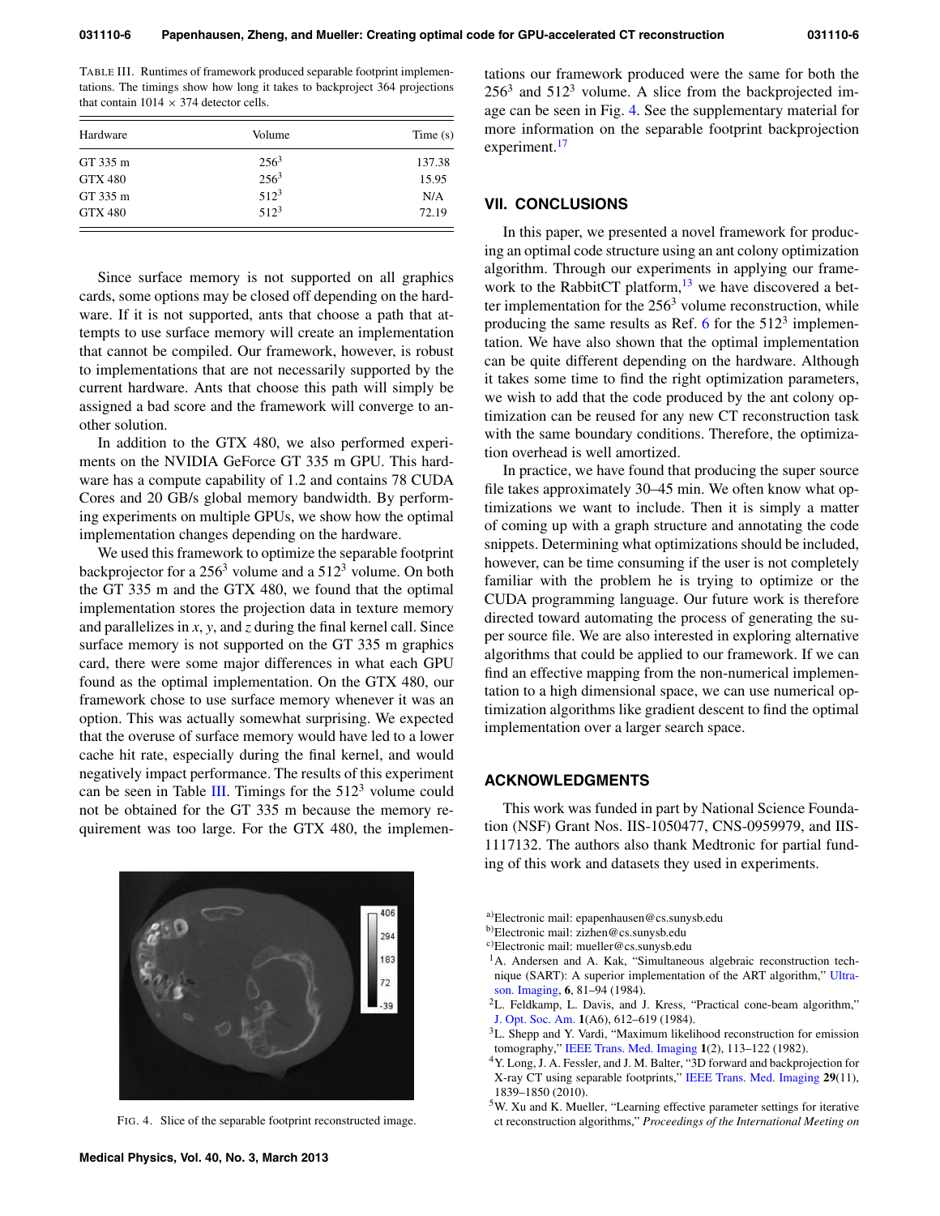TABLE III. Runtimes of framework produced separable footprint implementations. The timings show how long it takes to backproject 364 projections that contain 1014 × 374 detector cells.

| Hardware | Volume | Time (s) |
|---|---|---|
| GT 335 m | $256^3$ | 137.38 |
| GTX 480 | $256^3$ | 15.95 |
| GT 335 m | $512^3$ | N/A |
| GTX 480 | $512^3$ | 72.19 |

Since surface memory is not supported on all graphics cards, some options may be closed off depending on the hardware. If it is not supported, ants that choose a path that attempts to use surface memory will create an implementation that cannot be compiled. Our framework, however, is robust to implementations that are not necessarily supported by the current hardware. Ants that choose this path will simply be assigned a bad score and the framework will converge to another solution.

In addition to the GTX 480, we also performed experiments on the NVIDIA GeForce GT 335 m GPU. This hardware has a compute capability of 1.2 and contains 78 CUDA Cores and 20 GB/s global memory bandwidth. By performing experiments on multiple GPUs, we show how the optimal implementation changes depending on the hardware.

We used this framework to optimize the separable footprint backprojector for a $256^3$ volume and a $512^3$ volume. On both the GT 335 m and the GTX 480, we found that the optimal implementation stores the projection data in texture memory and parallelizes in $x$, $y$, and $z$ during the final kernel call. Since surface memory is not supported on the GT 335 m graphics card, there were some major differences in what each GPU found as the optimal implementation. On the GTX 480, our framework chose to use surface memory whenever it was an option. This was actually somewhat surprising. We expected that the overuse of surface memory would have led to a lower cache hit rate, especially during the final kernel, and would negatively impact performance. The results of this experiment can be seen in Table III. Timings for the $512^3$ volume could not be obtained for the GT 335 m because the memory requirement was too large. For the GTX 480, the implementations our framework produced were the same for both the $256^3$ and $512^3$ volume. A slice from the backprojected image can be seen in Fig. 4. See the supplementary material for more information on the separable footprint backprojection experiment.[17]

FIG. 4. Slice of the separable footprint reconstructed image.

## VII. CONCLUSIONS

In this paper, we presented a novel framework for producing an optimal code structure using an ant colony optimization algorithm. Through our experiments in applying our framework to the RabbitCT platform,[13] we have discovered a better implementation for the $256^3$ volume reconstruction, while producing the same results as Ref. 6 for the $512^3$ implementation. We have also shown that the optimal implementation can be quite different depending on the hardware. Although it takes some time to find the right optimization parameters, we wish to add that the code produced by the ant colony optimization can be reused for any new CT reconstruction task with the same boundary conditions. Therefore, the optimization overhead is well amortized.

In practice, we have found that producing the super source file takes approximately 30–45 min. We often know what optimizations we want to include. Then it is simply a matter of coming up with a graph structure and annotating the code snippets. Determining what optimizations should be included, however, can be time consuming if the user is not completely familiar with the problem he is trying to optimize or the CUDA programming language. Our future work is therefore directed toward automating the process of generating the super source file. We are also interested in exploring alternative algorithms that could be applied to our framework. If we can find an effective mapping from the non-numerical implementation to a high dimensional space, we can use numerical optimization algorithms like gradient descent to find the optimal implementation over a larger search space.

## ACKNOWLEDGMENTS

This work was funded in part by National Science Foundation (NSF) Grant Nos. IIS-1050477, CNS-0959979, and IIS-1117132. The authors also thank Medtronic for partial funding of this work and datasets they used in experiments.

[a)]Electronic mail: epapenhausen@cs.sunysb.edu
[b)]Electronic mail: zizhen@cs.sunysb.edu
[c)]Electronic mail: mueller@cs.sunysb.edu

[1] A. Andersen and A. Kak, "Simultaneous algebraic reconstruction technique (SART): A superior implementation of the ART algorithm," Ultrason. Imaging, **6**, 81–94 (1984).

[2] L. Feldkamp, L. Davis, and J. Kress, "Practical cone-beam algorithm," J. Opt. Soc. Am. **1**(A6), 612–619 (1984).

[3] L. Shepp and Y. Vardi, "Maximum likelihood reconstruction for emission tomography," IEEE Trans. Med. Imaging **1**(2), 113–122 (1982).

[4] Y. Long, J. A. Fessler, and J. M. Balter, "3D forward and backprojection for X-ray CT using separable footprints," IEEE Trans. Med. Imaging **29**(11), 1839–1850 (2010).

[5] W. Xu and K. Mueller, "Learning effective parameter settings for iterative ct reconstruction algorithms," *Proceedings of the International Meeting on*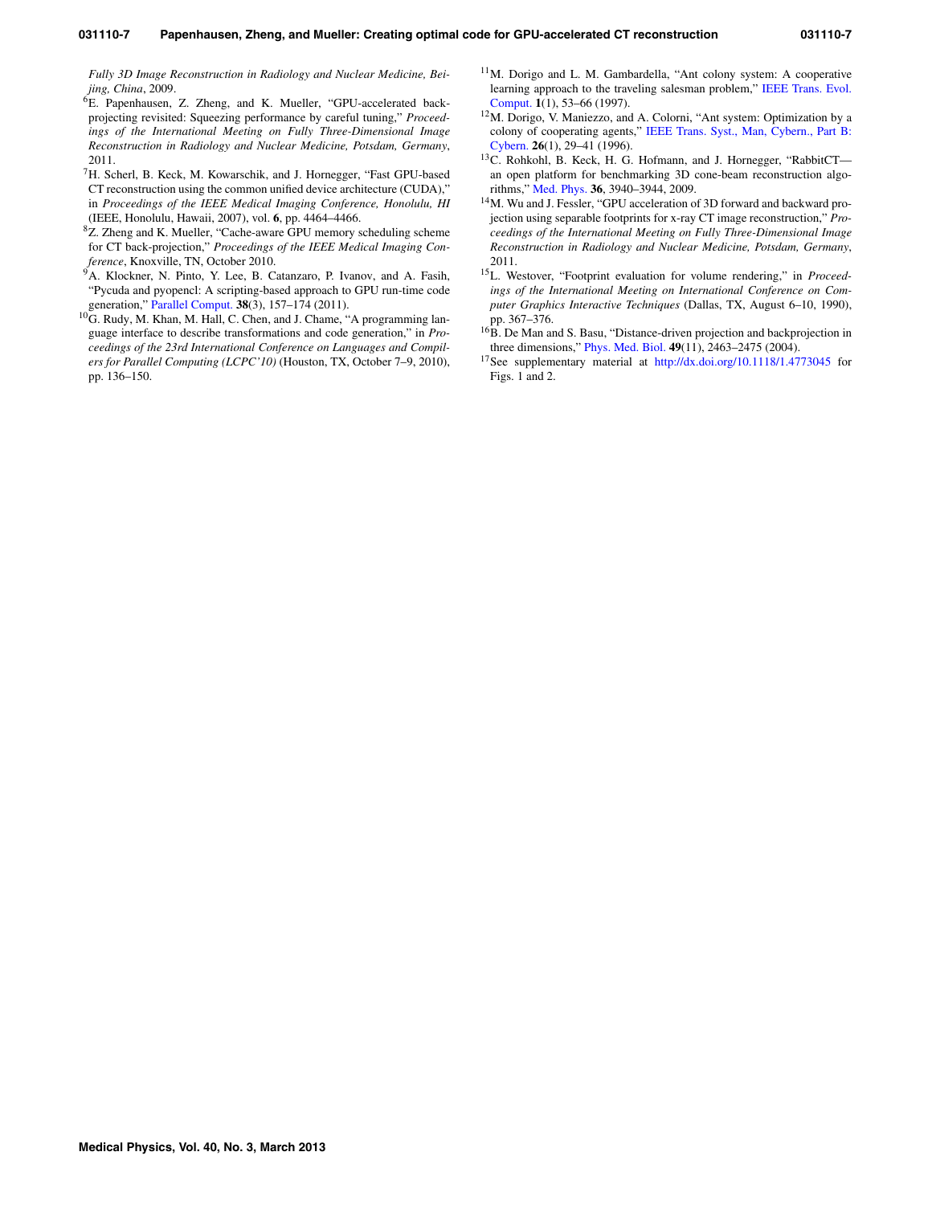*Fully 3D Image Reconstruction in Radiology and Nuclear Medicine, Beijing, China*, 2009.

[6] E. Papenhausen, Z. Zheng, and K. Mueller, "GPU-accelerated back-projecting revisited: Squeezing performance by careful tuning," *Proceedings of the International Meeting on Fully Three-Dimensional Image Reconstruction in Radiology and Nuclear Medicine, Potsdam, Germany*, 2011.

[7] H. Scherl, B. Keck, M. Kowarschik, and J. Hornegger, "Fast GPU-based CT reconstruction using the common unified device architecture (CUDA)," in *Proceedings of the IEEE Medical Imaging Conference, Honolulu, HI* (IEEE, Honolulu, Hawaii, 2007), vol. **6**, pp. 4464–4466.

[8] Z. Zheng and K. Mueller, "Cache-aware GPU memory scheduling scheme for CT back-projection," *Proceedings of the IEEE Medical Imaging Conference*, Knoxville, TN, October 2010.

[9] A. Klockner, N. Pinto, Y. Lee, B. Catanzaro, P. Ivanov, and A. Fasih, "Pycuda and pyopencl: A scripting-based approach to GPU run-time code generation," Parallel Comput. **38**(3), 157–174 (2011).

[10] G. Rudy, M. Khan, M. Hall, C. Chen, and J. Chame, "A programming language interface to describe transformations and code generation," in *Proceedings of the 23rd International Conference on Languages and Compilers for Parallel Computing (LCPC'10)* (Houston, TX, October 7–9, 2010), pp. 136–150.

[11] M. Dorigo and L. M. Gambardella, "Ant colony system: A cooperative learning approach to the traveling salesman problem," IEEE Trans. Evol. Comput. **1**(1), 53–66 (1997).

[12] M. Dorigo, V. Maniezzo, and A. Colorni, "Ant system: Optimization by a colony of cooperating agents," IEEE Trans. Syst., Man, Cybern., Part B: Cybern. **26**(1), 29–41 (1996).

[13] C. Rohkohl, B. Keck, H. G. Hofmann, and J. Hornegger, "RabbitCT—an open platform for benchmarking 3D cone-beam reconstruction algorithms," Med. Phys. **36**, 3940–3944, 2009.

[14] M. Wu and J. Fessler, "GPU acceleration of 3D forward and backward projection using separable footprints for x-ray CT image reconstruction," *Proceedings of the International Meeting on Fully Three-Dimensional Image Reconstruction in Radiology and Nuclear Medicine, Potsdam, Germany*, 2011.

[15] L. Westover, "Footprint evaluation for volume rendering," in *Proceedings of the International Meeting on International Conference on Computer Graphics Interactive Techniques* (Dallas, TX, August 6–10, 1990), pp. 367–376.

[16] B. De Man and S. Basu, "Distance-driven projection and backprojection in three dimensions," Phys. Med. Biol. **49**(11), 2463–2475 (2004).

[17] See supplementary material at http://dx.doi.org/10.1118/1.4773045 for Figs. 1 and 2.